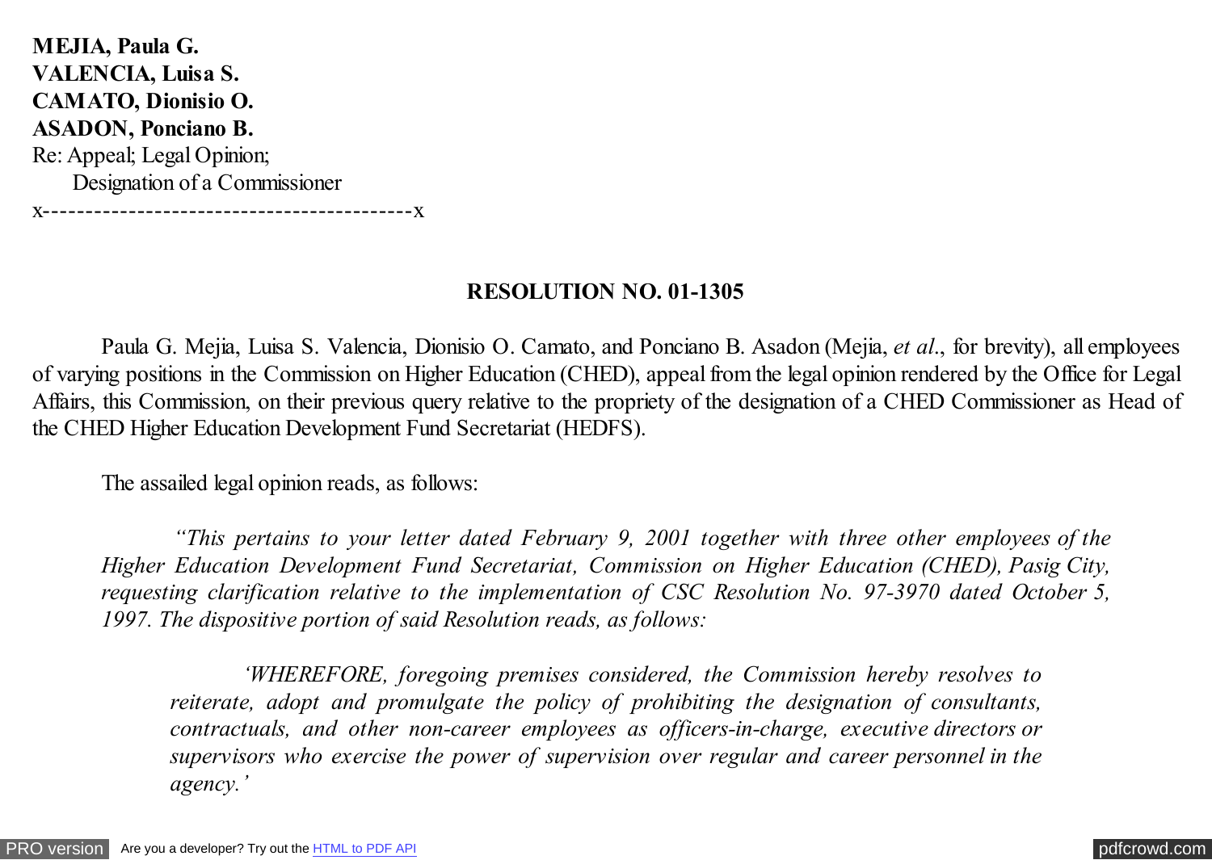**MEJIA, Paula G.**
**VALENCIA, Luisa S.**
**CAMATO, Dionisio O.**
**ASADON, Ponciano B.**
Re: Appeal; Legal Opinion;
Designation of a Commissioner
x-------------------------------------------x

**RESOLUTION NO. 01-1305**

Paula G. Mejia, Luisa S. Valencia, Dionisio O. Camato, and Ponciano B. Asadon (Mejia, *et al*., for brevity), all employees of varying positions in the Commission on Higher Education (CHED), appeal from the legal opinion rendered by the Office for Legal Affairs, this Commission, on their previous query relative to the propriety of the designation of a CHED Commissioner as Head of the CHED Higher Education Development Fund Secretariat (HEDFS).

The assailed legal opinion reads, as follows:

> *"This pertains to your letter dated February 9, 2001 together with three other employees of the Higher Education Development Fund Secretariat, Commission on Higher Education (CHED), Pasig City, requesting clarification relative to the implementation of CSC Resolution No. 97-3970 dated October 5, 1997. The dispositive portion of said Resolution reads, as follows:*
>
> > *'WHEREFORE, foregoing premises considered, the Commission hereby resolves to reiterate, adopt and promulgate the policy of prohibiting the designation of consultants, contractuals, and other non-career employees as officers-in-charge, executive directors or supervisors who exercise the power of supervision over regular and career personnel in the agency.'*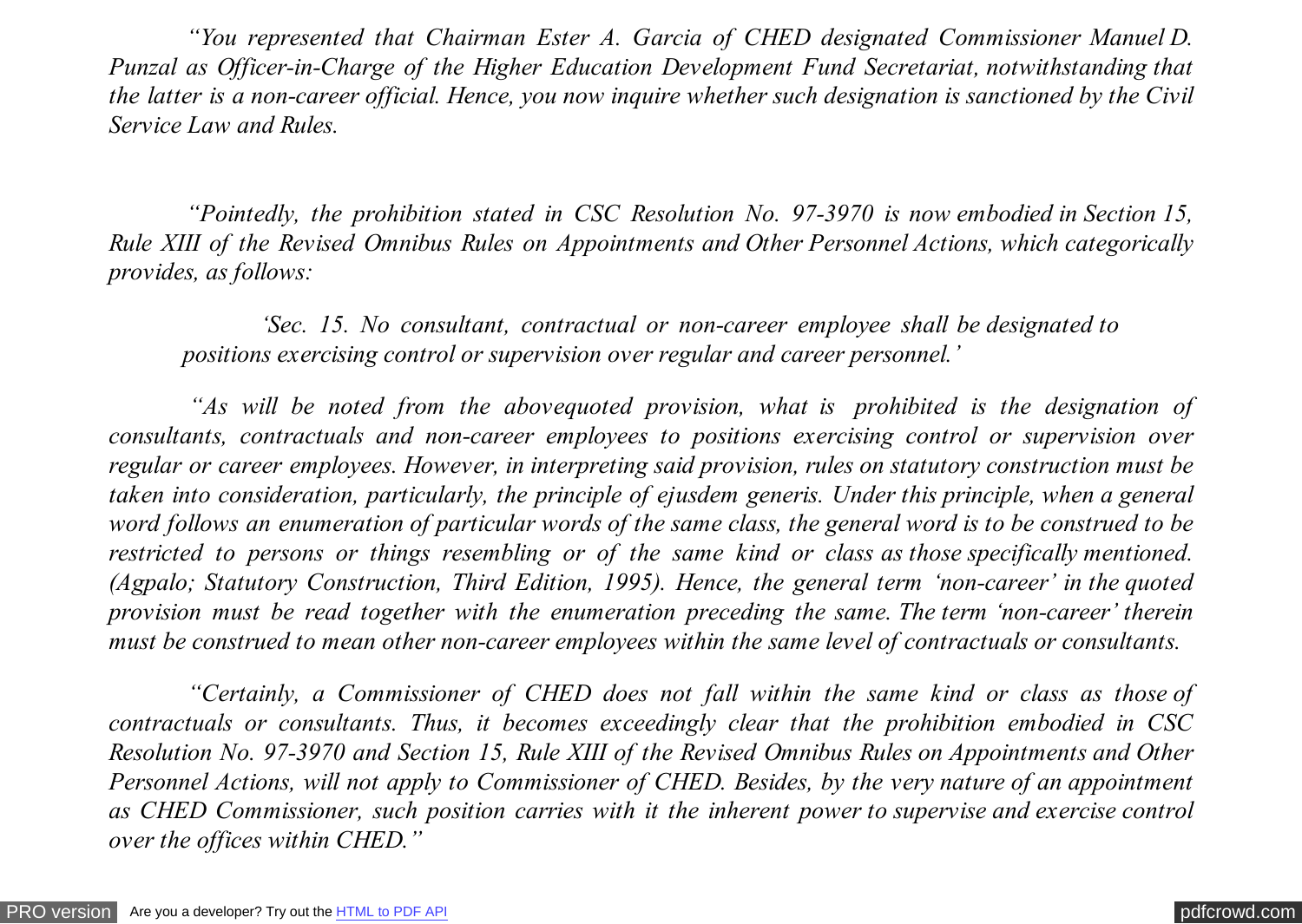*"You represented that Chairman Ester A. Garcia of CHED designated Commissioner Manuel D. Punzal as Officer-in-Charge of the Higher Education Development Fund Secretariat, notwithstanding that the latter is a non-career official. Hence, you now inquire whether such designation is sanctioned by the Civil Service Law and Rules.*

*"Pointedly, the prohibition stated in CSC Resolution No. 97-3970 is now embodied in Section 15, Rule XIII of the Revised Omnibus Rules on Appointments and Other Personnel Actions, which categorically provides, as follows:*

> *'Sec. 15. No consultant, contractual or non-career employee shall be designated to positions exercising control or supervision over regular and career personnel.'*

*"As will be noted from the abovequoted provision, what is prohibited is the designation of consultants, contractuals and non-career employees to positions exercising control or supervision over regular or career employees. However, in interpreting said provision, rules on statutory construction must be taken into consideration, particularly, the principle of ejusdem generis. Under this principle, when a general word follows an enumeration of particular words of the same class, the general word is to be construed to be restricted to persons or things resembling or of the same kind or class as those specifically mentioned. (Agpalo; Statutory Construction, Third Edition, 1995). Hence, the general term 'non-career' in the quoted provision must be read together with the enumeration preceding the same. The term 'non-career' therein must be construed to mean other non-career employees within the same level of contractuals or consultants.*

*"Certainly, a Commissioner of CHED does not fall within the same kind or class as those of contractuals or consultants. Thus, it becomes exceedingly clear that the prohibition embodied in CSC Resolution No. 97-3970 and Section 15, Rule XIII of the Revised Omnibus Rules on Appointments and Other Personnel Actions, will not apply to Commissioner of CHED. Besides, by the very nature of an appointment as CHED Commissioner, such position carries with it the inherent power to supervise and exercise control over the offices within CHED."*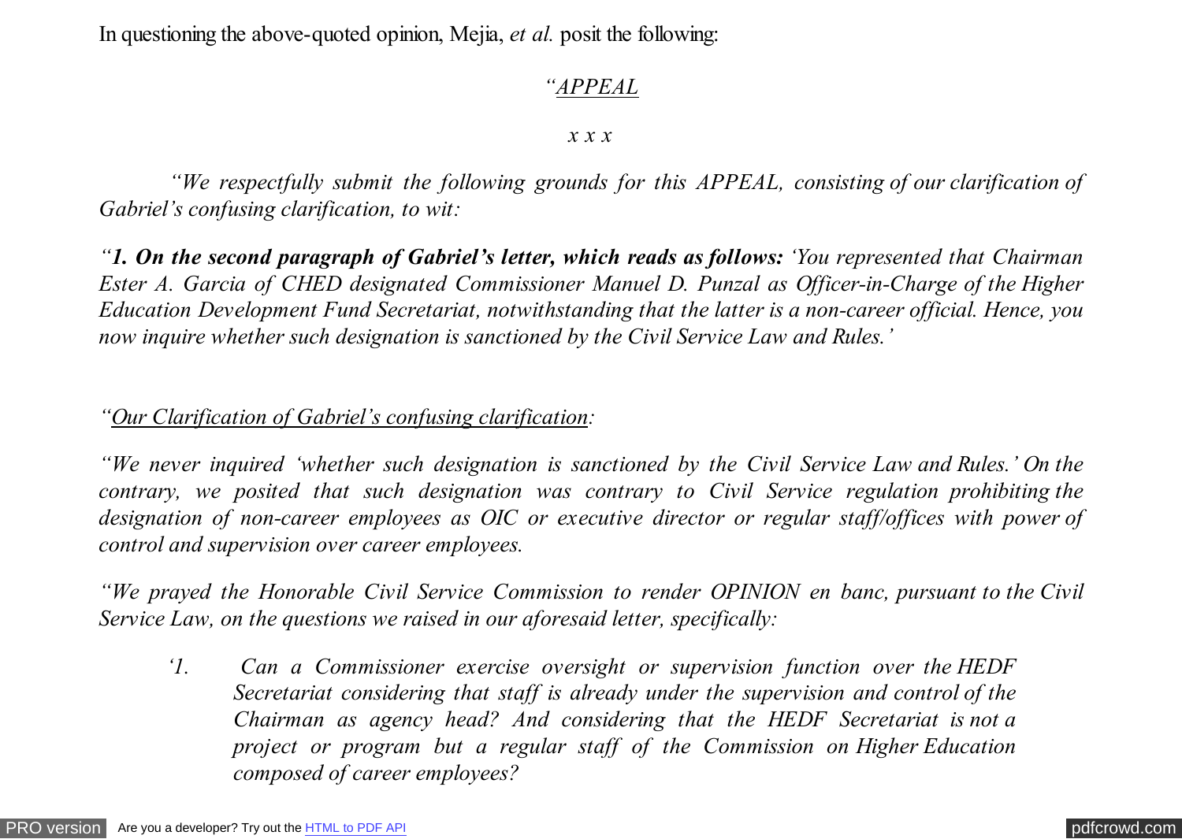In questioning the above-quoted opinion, Mejia, *et al.* posit the following:

*"APPEAL*

*x x x*

*"We respectfully submit the following grounds for this APPEAL, consisting of our clarification of Gabriel's confusing clarification, to wit:*

*"**1. On the second paragraph of Gabriel's letter, which reads as follows:** 'You represented that Chairman Ester A. Garcia of CHED designated Commissioner Manuel D. Punzal as Officer-in-Charge of the Higher Education Development Fund Secretariat, notwithstanding that the latter is a non-career official. Hence, you now inquire whether such designation is sanctioned by the Civil Service Law and Rules.'*

*"Our Clarification of Gabriel's confusing clarification:*

*"We never inquired 'whether such designation is sanctioned by the Civil Service Law and Rules.' On the contrary, we posited that such designation was contrary to Civil Service regulation prohibiting the designation of non-career employees as OIC or executive director or regular staff/offices with power of control and supervision over career employees.*

*"We prayed the Honorable Civil Service Commission to render OPINION en banc, pursuant to the Civil Service Law, on the questions we raised in our aforesaid letter, specifically:*

> *'1. Can a Commissioner exercise oversight or supervision function over the HEDF Secretariat considering that staff is already under the supervision and control of the Chairman as agency head? And considering that the HEDF Secretariat is not a project or program but a regular staff of the Commission on Higher Education composed of career employees?*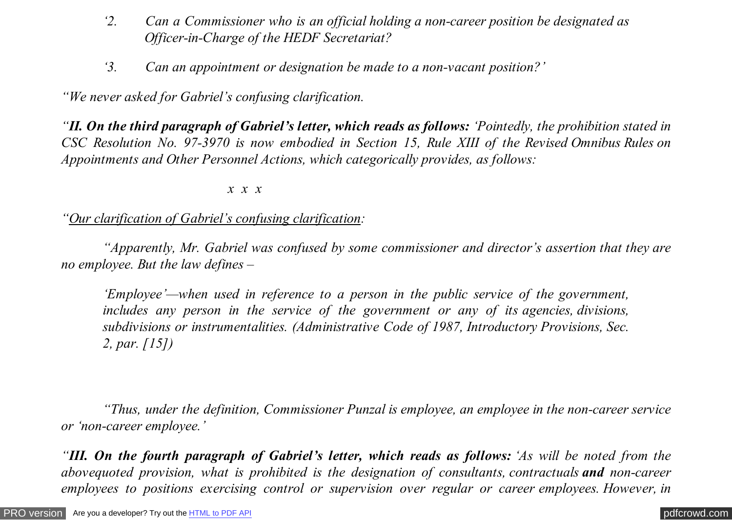*'2. Can a Commissioner who is an official holding a non-career position be designated as Officer-in-Charge of the HEDF Secretariat?*

*'3. Can an appointment or designation be made to a non-vacant position?'*

*"We never asked for Gabriel's confusing clarification.*

*"**II. On the third paragraph of Gabriel's letter, which reads as follows:** 'Pointedly, the prohibition stated in CSC Resolution No. 97-3970 is now embodied in Section 15, Rule XIII of the Revised Omnibus Rules on Appointments and Other Personnel Actions, which categorically provides, as follows:*

*x x x*

*"<u>Our clarification of Gabriel's confusing clarification</u>:*

*"Apparently, Mr. Gabriel was confused by some commissioner and director's assertion that they are no employee. But the law defines –*

> *'Employee'—when used in reference to a person in the public service of the government, includes any person in the service of the government or any of its agencies, divisions, subdivisions or instrumentalities. (Administrative Code of 1987, Introductory Provisions, Sec. 2, par. [15])*

*"Thus, under the definition, Commissioner Punzal is employee, an employee in the non-career service or 'non-career employee.'*

*"**III. On the fourth paragraph of Gabriel's letter, which reads as follows:** 'As will be noted from the abovequoted provision, what is prohibited is the designation of consultants, contractuals **and** non-career employees to positions exercising control or supervision over regular or career employees. However, in*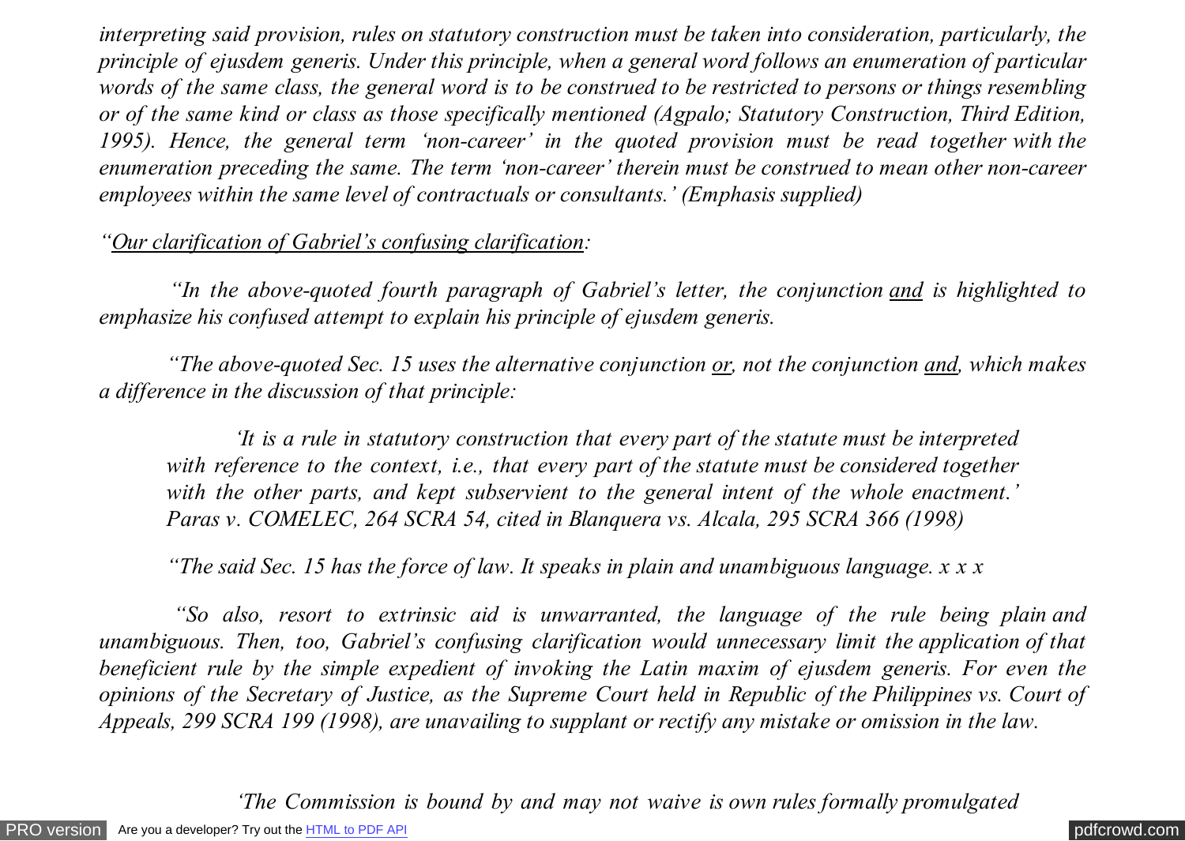*interpreting said provision, rules on statutory construction must be taken into consideration, particularly, the principle of ejusdem generis. Under this principle, when a general word follows an enumeration of particular words of the same class, the general word is to be construed to be restricted to persons or things resembling or of the same kind or class as those specifically mentioned (Agpalo; Statutory Construction, Third Edition, 1995). Hence, the general term 'non-career' in the quoted provision must be read together with the enumeration preceding the same. The term 'non-career' therein must be construed to mean other non-career employees within the same level of contractuals or consultants.' (Emphasis supplied)*

*"<u>Our clarification of Gabriel's confusing clarification</u>:*

*"In the above-quoted fourth paragraph of Gabriel's letter, the conjunction <u>and</u> is highlighted to emphasize his confused attempt to explain his principle of ejusdem generis.*

*"The above-quoted Sec. 15 uses the alternative conjunction <u>or</u>, not the conjunction <u>and</u>, which makes a difference in the discussion of that principle:*

> *'It is a rule in statutory construction that every part of the statute must be interpreted with reference to the context, i.e., that every part of the statute must be considered together with the other parts, and kept subservient to the general intent of the whole enactment.' Paras v. COMELEC, 264 SCRA 54, cited in Blanquera vs. Alcala, 295 SCRA 366 (1998)*

*"The said Sec. 15 has the force of law. It speaks in plain and unambiguous language. x x x*

*"So also, resort to extrinsic aid is unwarranted, the language of the rule being plain and unambiguous. Then, too, Gabriel's confusing clarification would unnecessary limit the application of that beneficient rule by the simple expedient of invoking the Latin maxim of ejusdem generis. For even the opinions of the Secretary of Justice, as the Supreme Court held in Republic of the Philippines vs. Court of Appeals, 299 SCRA 199 (1998), are unavailing to supplant or rectify any mistake or omission in the law.*

> *'The Commission is bound by and may not waive is own rules formally promulgated*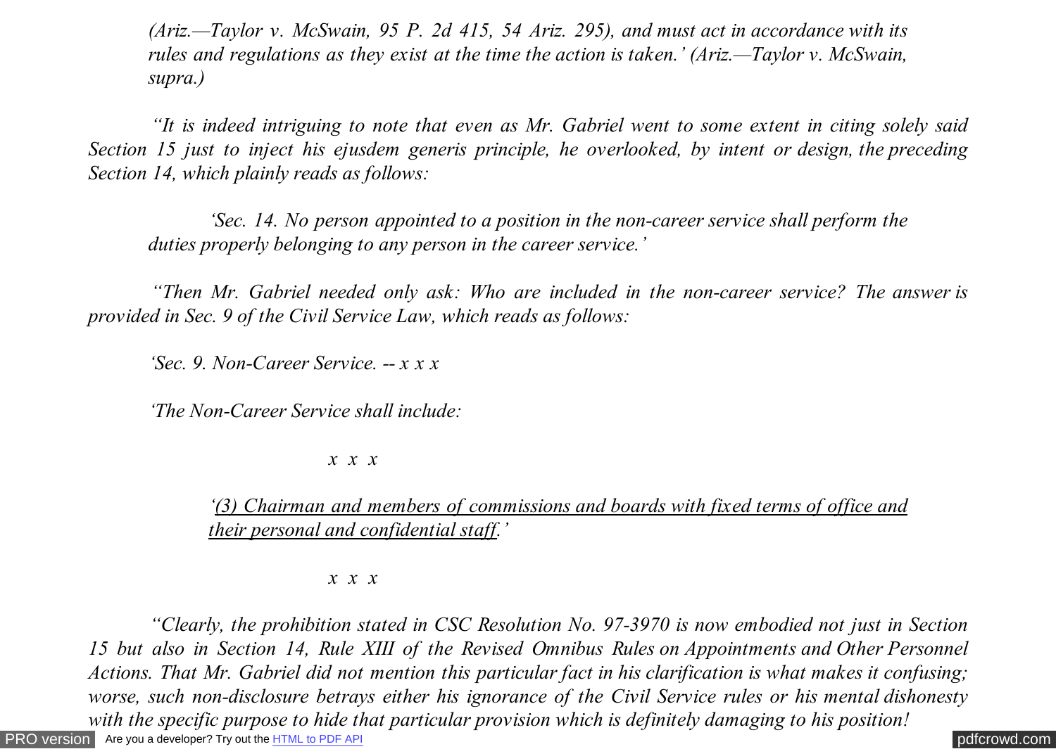*(Ariz.—Taylor v. McSwain, 95 P. 2d 415, 54 Ariz. 295), and must act in accordance with its rules and regulations as they exist at the time the action is taken.' (Ariz.—Taylor v. McSwain, supra.)*

*"It is indeed intriguing to note that even as Mr. Gabriel went to some extent in citing solely said Section 15 just to inject his ejusdem generis principle, he overlooked, by intent or design, the preceding Section 14, which plainly reads as follows:*

*'Sec. 14. No person appointed to a position in the non-career service shall perform the duties properly belonging to any person in the career service.'*

*"Then Mr. Gabriel needed only ask: Who are included in the non-career service? The answer is provided in Sec. 9 of the Civil Service Law, which reads as follows:*

*'Sec. 9. Non-Career Service. -- x x x*

*'The Non-Career Service shall include:*

*x x x*

*'<u>(3) Chairman and members of commissions and boards with fixed terms of office and their personal and confidential staff</u>.'*

*x x x*

*"Clearly, the prohibition stated in CSC Resolution No. 97-3970 is now embodied not just in Section 15 but also in Section 14, Rule XIII of the Revised Omnibus Rules on Appointments and Other Personnel Actions. That Mr. Gabriel did not mention this particular fact in his clarification is what makes it confusing; worse, such non-disclosure betrays either his ignorance of the Civil Service rules or his mental dishonesty with the specific purpose to hide that particular provision which is definitely damaging to his position!*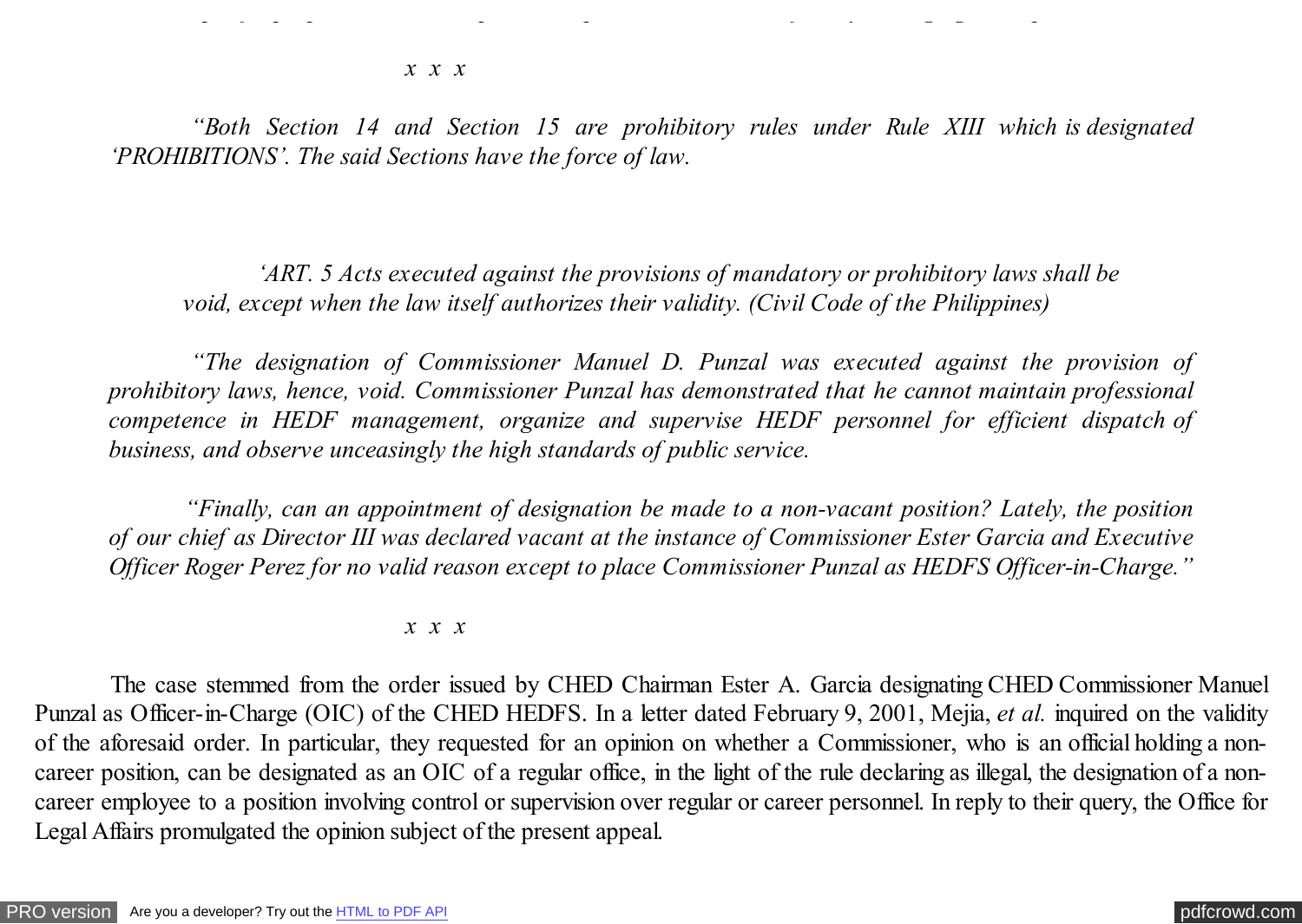*x x x*

*"Both Section 14 and Section 15 are prohibitory rules under Rule XIII which is designated 'PROHIBITIONS'. The said Sections have the force of law.*

*'ART. 5 Acts executed against the provisions of mandatory or prohibitory laws shall be void, except when the law itself authorizes their validity. (Civil Code of the Philippines)*

*"The designation of Commissioner Manuel D. Punzal was executed against the provision of prohibitory laws, hence, void. Commissioner Punzal has demonstrated that he cannot maintain professional competence in HEDF management, organize and supervise HEDF personnel for efficient dispatch of business, and observe unceasingly the high standards of public service.*

*"Finally, can an appointment of designation be made to a non-vacant position? Lately, the position of our chief as Director III was declared vacant at the instance of Commissioner Ester Garcia and Executive Officer Roger Perez for no valid reason except to place Commissioner Punzal as HEDFS Officer-in-Charge."*

*x x x*

The case stemmed from the order issued by CHED Chairman Ester A. Garcia designating CHED Commissioner Manuel Punzal as Officer-in-Charge (OIC) of the CHED HEDFS. In a letter dated February 9, 2001, Mejia, *et al.* inquired on the validity of the aforesaid order. In particular, they requested for an opinion on whether a Commissioner, who is an official holding a non-career position, can be designated as an OIC of a regular office, in the light of the rule declaring as illegal, the designation of a non-career employee to a position involving control or supervision over regular or career personnel. In reply to their query, the Office for Legal Affairs promulgated the opinion subject of the present appeal.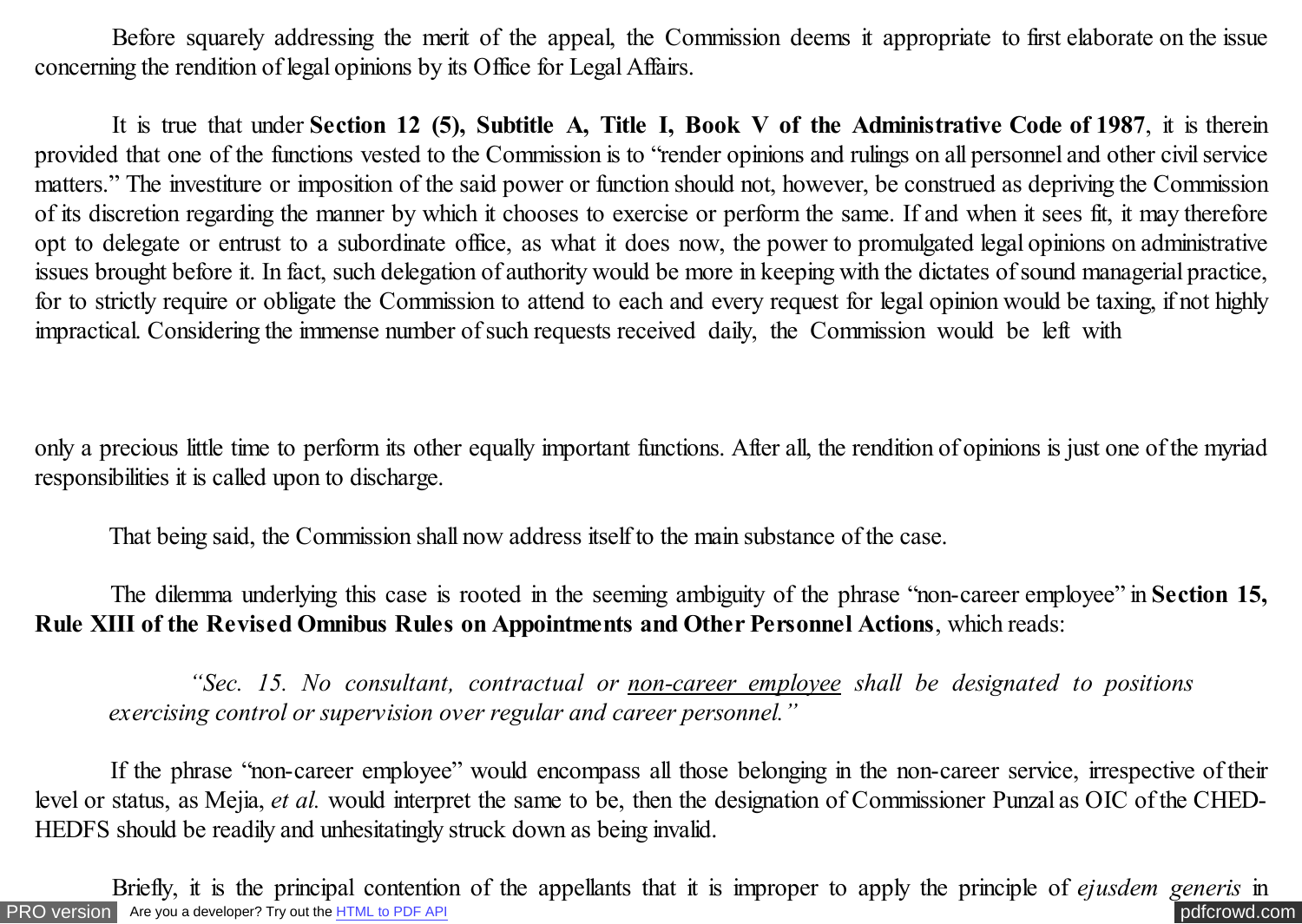Before squarely addressing the merit of the appeal, the Commission deems it appropriate to first elaborate on the issue concerning the rendition of legal opinions by its Office for Legal Affairs.

It is true that under **Section 12 (5), Subtitle A, Title I, Book V of the Administrative Code of 1987**, it is therein provided that one of the functions vested to the Commission is to "render opinions and rulings on all personnel and other civil service matters." The investiture or imposition of the said power or function should not, however, be construed as depriving the Commission of its discretion regarding the manner by which it chooses to exercise or perform the same. If and when it sees fit, it may therefore opt to delegate or entrust to a subordinate office, as what it does now, the power to promulgated legal opinions on administrative issues brought before it. In fact, such delegation of authority would be more in keeping with the dictates of sound managerial practice, for to strictly require or obligate the Commission to attend to each and every request for legal opinion would be taxing, if not highly impractical. Considering the immense number of such requests received daily, the Commission would be left with only a precious little time to perform its other equally important functions. After all, the rendition of opinions is just one of the myriad responsibilities it is called upon to discharge.

That being said, the Commission shall now address itself to the main substance of the case.

The dilemma underlying this case is rooted in the seeming ambiguity of the phrase "non-career employee" in **Section 15, Rule XIII of the Revised Omnibus Rules on Appointments and Other Personnel Actions**, which reads:

> *"Sec. 15. No consultant, contractual or non-career employee shall be designated to positions exercising control or supervision over regular and career personnel."*

If the phrase "non-career employee" would encompass all those belonging in the non-career service, irrespective of their level or status, as Mejia, *et al.* would interpret the same to be, then the designation of Commissioner Punzal as OIC of the CHED-HEDFS should be readily and unhesitatingly struck down as being invalid.

Briefly, it is the principal contention of the appellants that it is improper to apply the principle of *ejusdem generis* in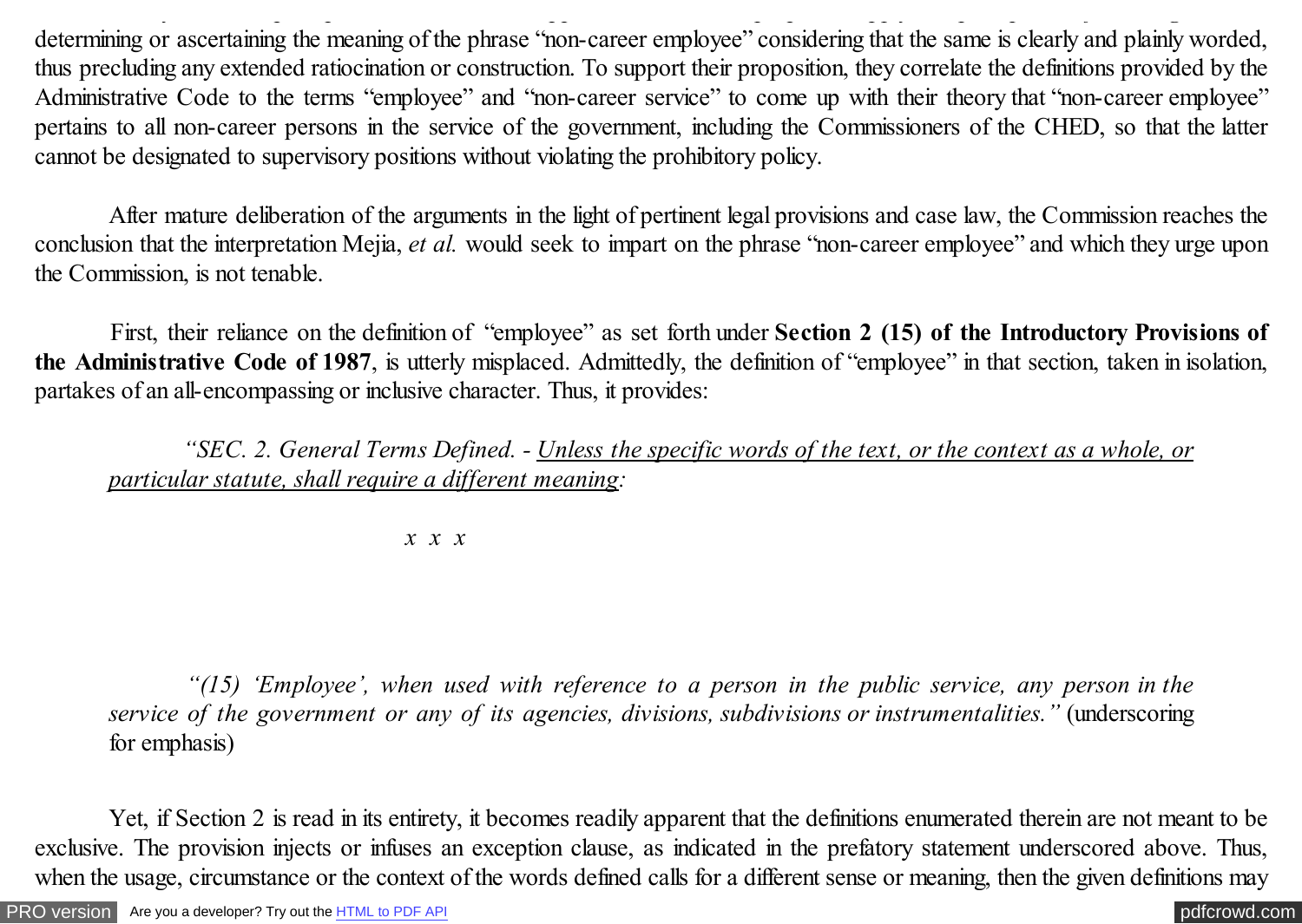determining or ascertaining the meaning of the phrase "non-career employee" considering that the same is clearly and plainly worded, thus precluding any extended ratiocination or construction. To support their proposition, they correlate the definitions provided by the Administrative Code to the terms "employee" and "non-career service" to come up with their theory that "non-career employee" pertains to all non-career persons in the service of the government, including the Commissioners of the CHED, so that the latter cannot be designated to supervisory positions without violating the prohibitory policy.

After mature deliberation of the arguments in the light of pertinent legal provisions and case law, the Commission reaches the conclusion that the interpretation Mejia, *et al.* would seek to impart on the phrase "non-career employee" and which they urge upon the Commission, is not tenable.

First, their reliance on the definition of "employee" as set forth under **Section 2 (15) of the Introductory Provisions of the Administrative Code of 1987**, is utterly misplaced. Admittedly, the definition of "employee" in that section, taken in isolation, partakes of an all-encompassing or inclusive character. Thus, it provides:

> *"SEC. 2. General Terms Defined. - <u>Unless the specific words of the text, or the context as a whole, or particular statute, shall require a different meaning</u>:*
>
> *x x x*
>
> *"(15) 'Employee', when used with reference to a person in the public service, any person in the service of the government or any of its agencies, divisions, subdivisions or instrumentalities."* (underscoring for emphasis)

Yet, if Section 2 is read in its entirety, it becomes readily apparent that the definitions enumerated therein are not meant to be exclusive. The provision injects or infuses an exception clause, as indicated in the prefatory statement underscored above. Thus, when the usage, circumstance or the context of the words defined calls for a different sense or meaning, then the given definitions may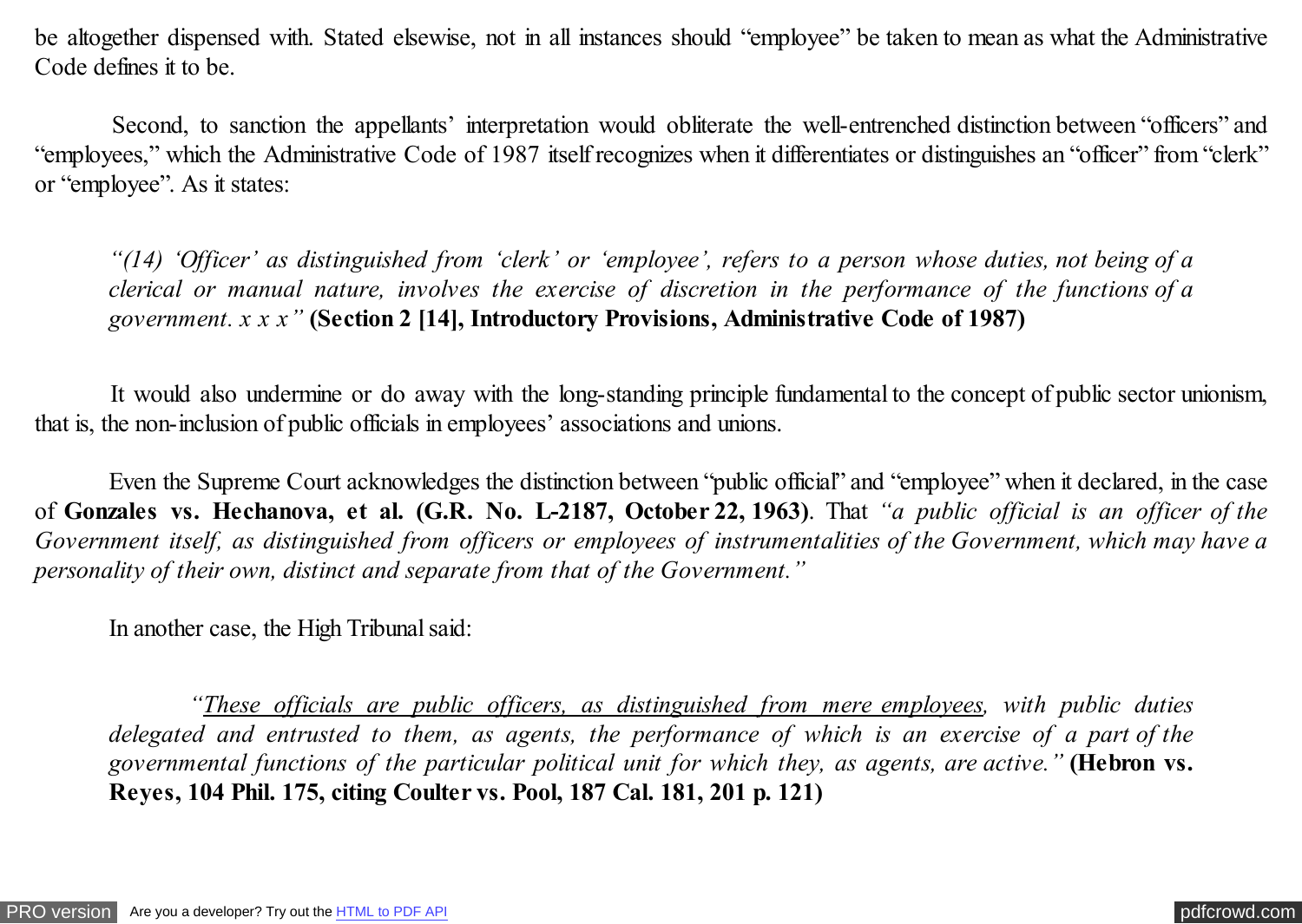be altogether dispensed with. Stated elsewise, not in all instances should "employee" be taken to mean as what the Administrative Code defines it to be.

Second, to sanction the appellants' interpretation would obliterate the well-entrenched distinction between "officers" and "employees," which the Administrative Code of 1987 itself recognizes when it differentiates or distinguishes an "officer" from "clerk" or "employee". As it states:

> *"(14) 'Officer' as distinguished from 'clerk' or 'employee', refers to a person whose duties, not being of a clerical or manual nature, involves the exercise of discretion in the performance of the functions of a government. x x x"* **(Section 2 [14], Introductory Provisions, Administrative Code of 1987)**

It would also undermine or do away with the long-standing principle fundamental to the concept of public sector unionism, that is, the non-inclusion of public officials in employees' associations and unions.

Even the Supreme Court acknowledges the distinction between "public official" and "employee" when it declared, in the case of **Gonzales vs. Hechanova, et al. (G.R. No. L-2187, October 22, 1963)**. That *"a public official is an officer of the Government itself, as distinguished from officers or employees of instrumentalities of the Government, which may have a personality of their own, distinct and separate from that of the Government."*

In another case, the High Tribunal said:

> *"These officials are public officers, as distinguished from mere employees, with public duties delegated and entrusted to them, as agents, the performance of which is an exercise of a part of the governmental functions of the particular political unit for which they, as agents, are active."* **(Hebron vs. Reyes, 104 Phil. 175, citing Coulter vs. Pool, 187 Cal. 181, 201 p. 121)**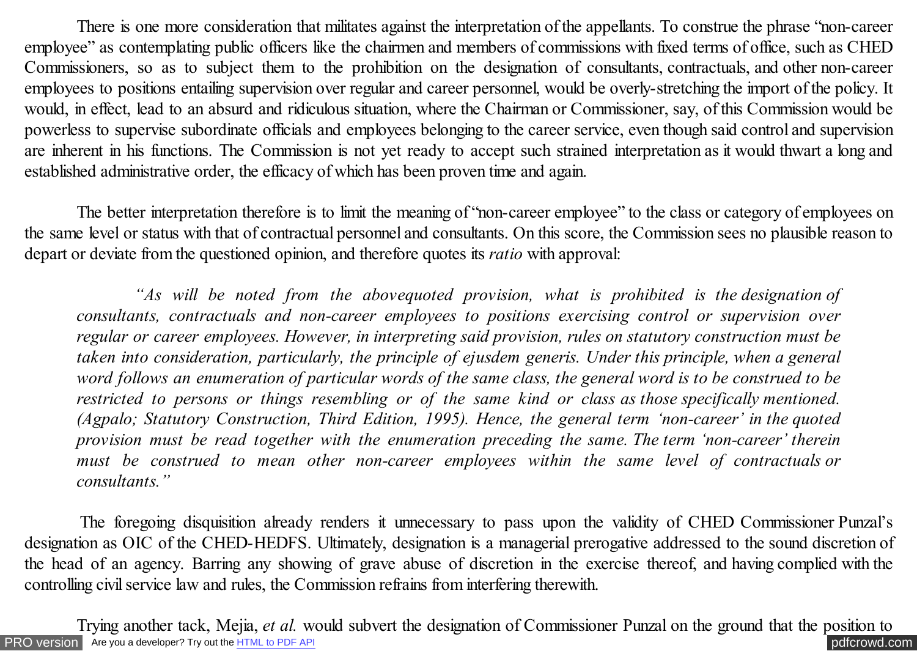There is one more consideration that militates against the interpretation of the appellants. To construe the phrase "non-career employee" as contemplating public officers like the chairmen and members of commissions with fixed terms of office, such as CHED Commissioners, so as to subject them to the prohibition on the designation of consultants, contractuals, and other non-career employees to positions entailing supervision over regular and career personnel, would be overly-stretching the import of the policy. It would, in effect, lead to an absurd and ridiculous situation, where the Chairman or Commissioner, say, of this Commission would be powerless to supervise subordinate officials and employees belonging to the career service, even though said control and supervision are inherent in his functions. The Commission is not yet ready to accept such strained interpretation as it would thwart a long and established administrative order, the efficacy of which has been proven time and again.

The better interpretation therefore is to limit the meaning of "non-career employee" to the class or category of employees on the same level or status with that of contractual personnel and consultants. On this score, the Commission sees no plausible reason to depart or deviate from the questioned opinion, and therefore quotes its *ratio* with approval:

> *"As will be noted from the abovequoted provision, what is prohibited is the designation of consultants, contractuals and non-career employees to positions exercising control or supervision over regular or career employees. However, in interpreting said provision, rules on statutory construction must be taken into consideration, particularly, the principle of ejusdem generis. Under this principle, when a general word follows an enumeration of particular words of the same class, the general word is to be construed to be restricted to persons or things resembling or of the same kind or class as those specifically mentioned. (Agpalo; Statutory Construction, Third Edition, 1995). Hence, the general term 'non-career' in the quoted provision must be read together with the enumeration preceding the same. The term 'non-career' therein must be construed to mean other non-career employees within the same level of contractuals or consultants."*

The foregoing disquisition already renders it unnecessary to pass upon the validity of CHED Commissioner Punzal's designation as OIC of the CHED-HEDFS. Ultimately, designation is a managerial prerogative addressed to the sound discretion of the head of an agency. Barring any showing of grave abuse of discretion in the exercise thereof, and having complied with the controlling civil service law and rules, the Commission refrains from interfering therewith.

Trying another tack, Mejia, *et al.* would subvert the designation of Commissioner Punzal on the ground that the position to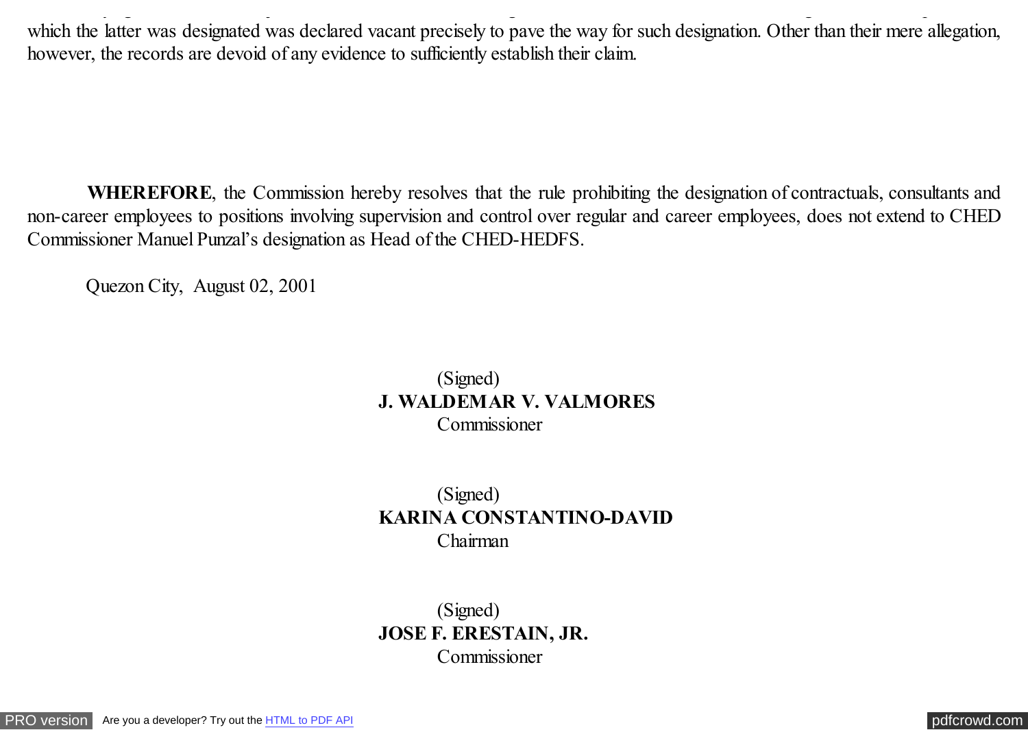which the latter was designated was declared vacant precisely to pave the way for such designation. Other than their mere allegation, however, the records are devoid of any evidence to sufficiently establish their claim.

**WHEREFORE**, the Commission hereby resolves that the rule prohibiting the designation of contractuals, consultants and non-career employees to positions involving supervision and control over regular and career employees, does not extend to CHED Commissioner Manuel Punzal's designation as Head of the CHED-HEDFS.

Quezon City, August 02, 2001

(Signed)
**J. WALDEMAR V. VALMORES**
Commissioner

(Signed)
**KARINA CONSTANTINO-DAVID**
Chairman

(Signed)
**JOSE F. ERESTAIN, JR.**
Commissioner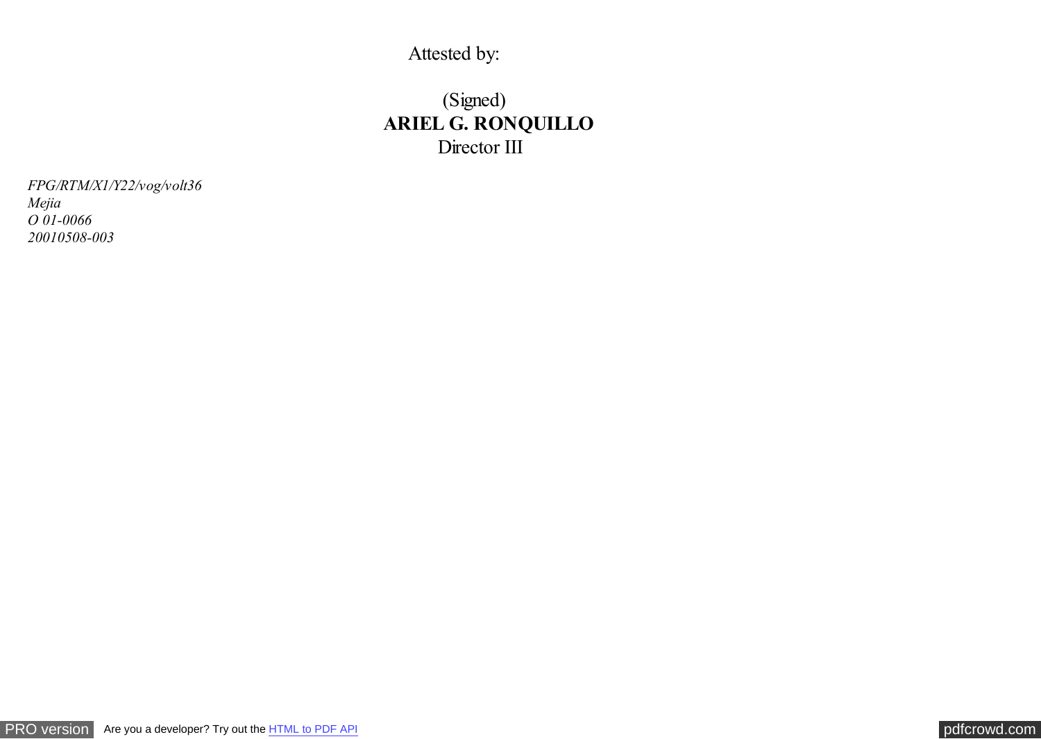Attested by:

(Signed)
**ARIEL G. RONQUILLO**
Director III

*FPG/RTM/X1/Y22/vog/volt36*
*Mejia*
*O 01-0066*
*20010508-003*